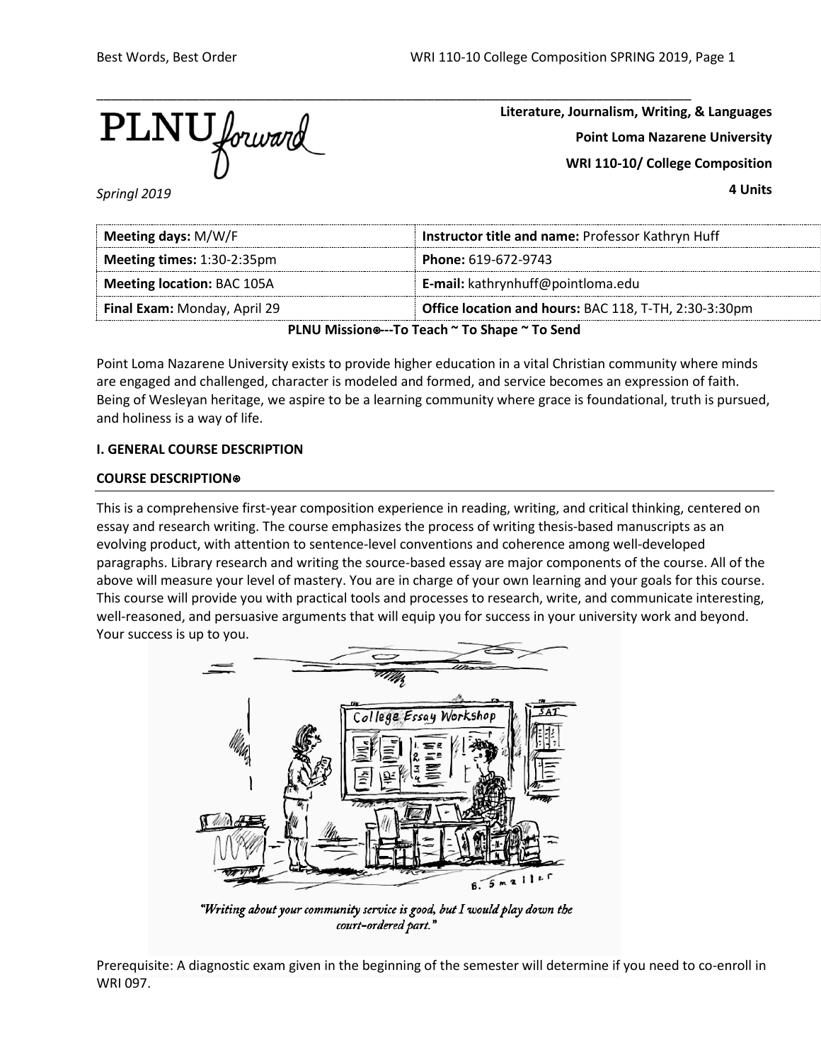**Literature, Journalism, Writing, & Languages**

**Point Loma Nazarene University**

**WRI 110-10/ College Composition**

**4 Units**

*Springl 2019*

| **Meeting days:** M/W/F | **Instructor title and name:** Professor Kathryn Huff |
|---|---|
| **Meeting times:** 1:30-2:35pm | **Phone:** 619-672-9743 |
| **Meeting location:** BAC 105A | **E-mail:** kathrynhuff@pointloma.edu |
| **Final Exam:** Monday, April 29 | **Office location and hours:** BAC 118, T-TH, 2:30-3:30pm |

**PLNU Mission⊛---To Teach ~ To Shape ~ To Send**

Point Loma Nazarene University exists to provide higher education in a vital Christian community where minds are engaged and challenged, character is modeled and formed, and service becomes an expression of faith. Being of Wesleyan heritage, we aspire to be a learning community where grace is foundational, truth is pursued, and holiness is a way of life.

**I. GENERAL COURSE DESCRIPTION**

**COURSE DESCRIPTION⊛**

This is a comprehensive first-year composition experience in reading, writing, and critical thinking, centered on essay and research writing. The course emphasizes the process of writing thesis-based manuscripts as an evolving product, with attention to sentence-level conventions and coherence among well-developed paragraphs. Library research and writing the source-based essay are major components of the course. All of the above will measure your level of mastery. You are in charge of your own learning and your goals for this course. This course will provide you with practical tools and processes to research, write, and communicate interesting, well-reasoned, and persuasive arguments that will equip you for success in your university work and beyond. Your success is up to you.

*"Writing about your community service is good, but I would play down the court-ordered part."*

Prerequisite: A diagnostic exam given in the beginning of the semester will determine if you need to co-enroll in WRI 097.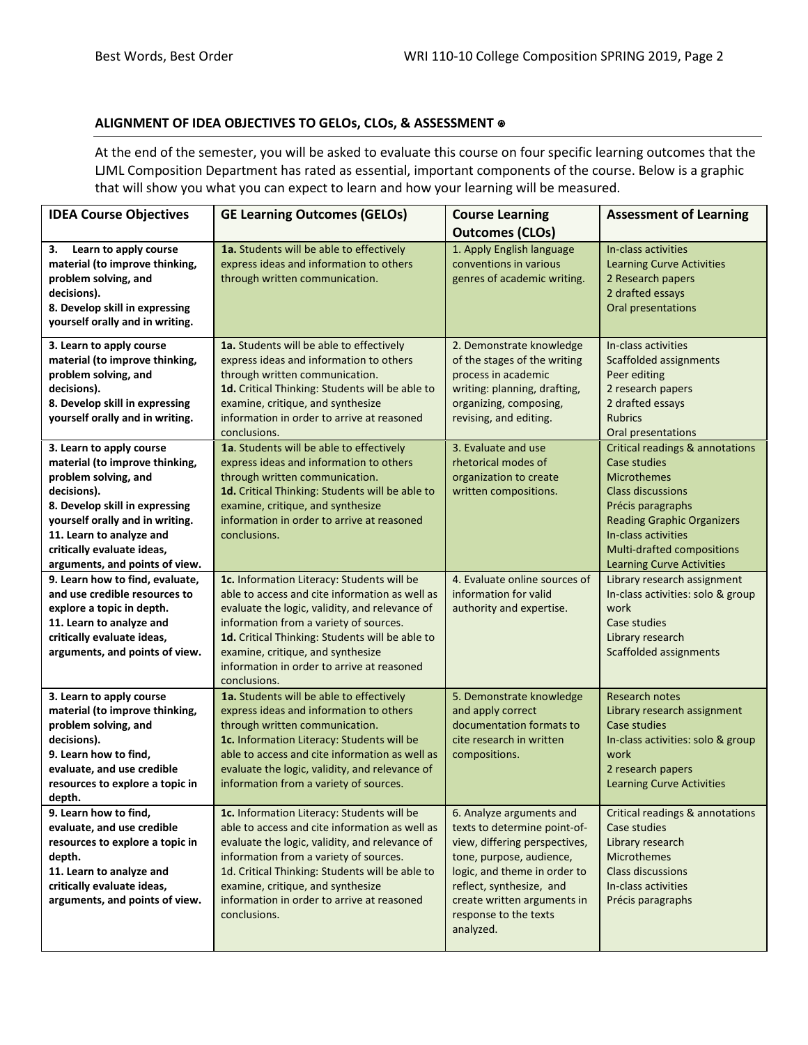## ALIGNMENT OF IDEA OBJECTIVES TO GELOs, CLOs, & ASSESSMENT ⊛

At the end of the semester, you will be asked to evaluate this course on four specific learning outcomes that the LJML Composition Department has rated as essential, important components of the course. Below is a graphic that will show you what you can expect to learn and how your learning will be measured.

| IDEA Course Objectives | GE Learning Outcomes (GELOs) | Course Learning Outcomes (CLOs) | Assessment of Learning |
|---|---|---|---|
| **3. Learn to apply course material (to improve thinking, problem solving, and decisions).**<br>**8. Develop skill in expressing yourself orally and in writing.** | **1a.** Students will be able to effectively express ideas and information to others through written communication. | 1. Apply English language conventions in various genres of academic writing. | In-class activities<br>Learning Curve Activities<br>2 Research papers<br>2 drafted essays<br>Oral presentations |
| **3. Learn to apply course material (to improve thinking, problem solving, and decisions).**<br>**8. Develop skill in expressing yourself orally and in writing.** | **1a.** Students will be able to effectively express ideas and information to others through written communication.<br>**1d.** Critical Thinking: Students will be able to examine, critique, and synthesize information in order to arrive at reasoned conclusions. | 2. Demonstrate knowledge of the stages of the writing process in academic writing: planning, drafting, organizing, composing, revising, and editing. | In-class activities<br>Scaffolded assignments<br>Peer editing<br>2 research papers<br>2 drafted essays<br>Rubrics<br>Oral presentations |
| **3. Learn to apply course material (to improve thinking, problem solving, and decisions).**<br>**8. Develop skill in expressing yourself orally and in writing.**<br>**11. Learn to analyze and critically evaluate ideas, arguments, and points of view.** | **1a**. Students will be able to effectively express ideas and information to others through written communication.<br>**1d.** Critical Thinking: Students will be able to examine, critique, and synthesize information in order to arrive at reasoned conclusions. | 3. Evaluate and use rhetorical modes of organization to create written compositions. | Critical readings & annotations<br>Case studies<br>Microthemes<br>Class discussions<br>Précis paragraphs<br>Reading Graphic Organizers<br>In-class activities<br>Multi-drafted compositions<br>Learning Curve Activities |
| **9. Learn how to find, evaluate, and use credible resources to explore a topic in depth.**<br>**11. Learn to analyze and critically evaluate ideas, arguments, and points of view.** | **1c.** Information Literacy: Students will be able to access and cite information as well as evaluate the logic, validity, and relevance of information from a variety of sources.<br>**1d.** Critical Thinking: Students will be able to examine, critique, and synthesize information in order to arrive at reasoned conclusions. | 4. Evaluate online sources of information for valid authority and expertise. | Library research assignment<br>In-class activities: solo & group work<br>Case studies<br>Library research<br>Scaffolded assignments |
| **3. Learn to apply course material (to improve thinking, problem solving, and decisions).**<br>**9. Learn how to find, evaluate, and use credible resources to explore a topic in depth.** | **1a.** Students will be able to effectively express ideas and information to others through written communication.<br>**1c.** Information Literacy: Students will be able to access and cite information as well as evaluate the logic, validity, and relevance of information from a variety of sources. | 5. Demonstrate knowledge and apply correct documentation formats to cite research in written compositions. | Research notes<br>Library research assignment<br>Case studies<br>In-class activities: solo & group work<br>2 research papers<br>Learning Curve Activities |
| **9. Learn how to find, evaluate, and use credible resources to explore a topic in depth.**<br>**11. Learn to analyze and critically evaluate ideas, arguments, and points of view.** | **1c.** Information Literacy: Students will be able to access and cite information as well as evaluate the logic, validity, and relevance of information from a variety of sources.<br>1d. Critical Thinking: Students will be able to examine, critique, and synthesize information in order to arrive at reasoned conclusions. | 6. Analyze arguments and texts to determine point-of-view, differing perspectives, tone, purpose, audience, logic, and theme in order to reflect, synthesize, and create written arguments in response to the texts analyzed. | Critical readings & annotations<br>Case studies<br>Library research<br>Microthemes<br>Class discussions<br>In-class activities<br>Précis paragraphs |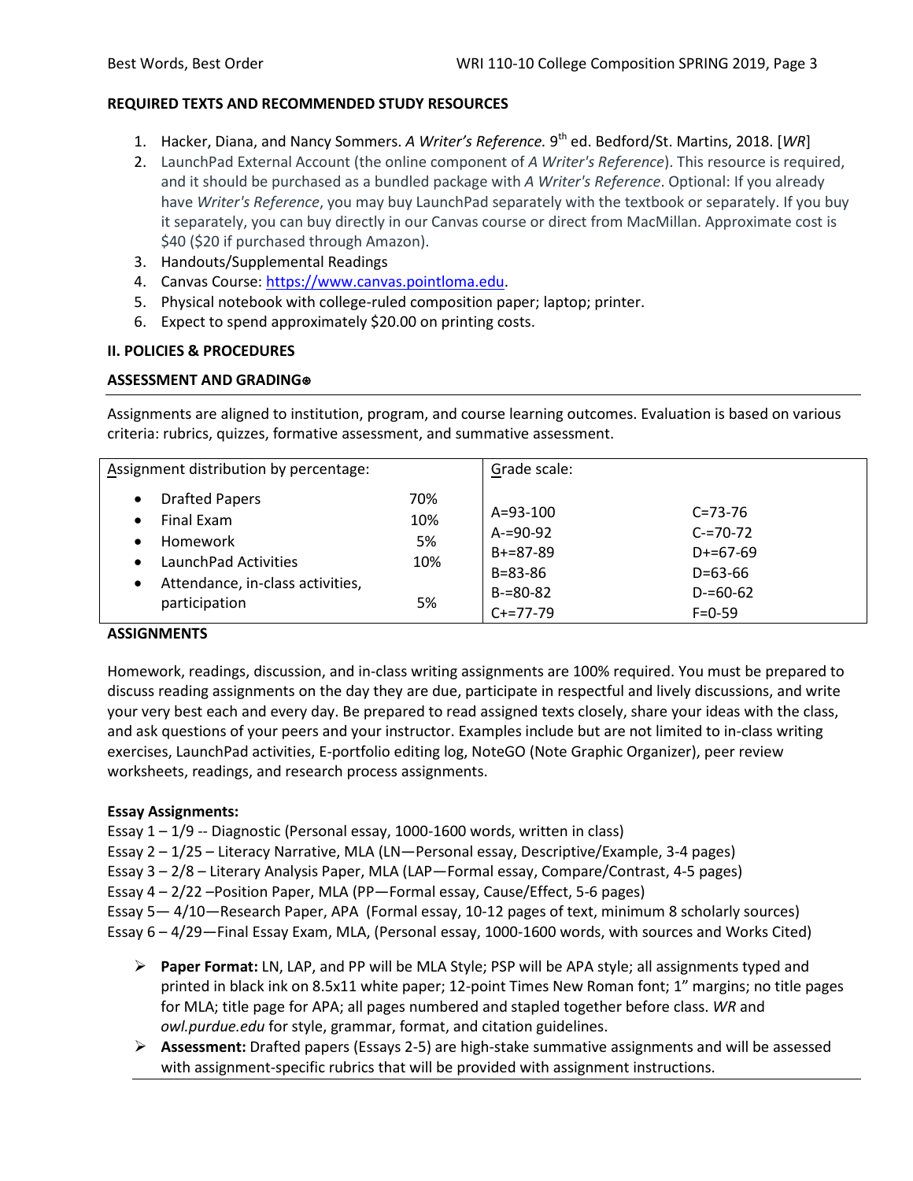**REQUIRED TEXTS AND RECOMMENDED STUDY RESOURCES**

1. Hacker, Diana, and Nancy Sommers. *A Writer's Reference.* 9th ed. Bedford/St. Martins, 2018. [*WR*]
2. LaunchPad External Account (the online component of *A Writer's Reference*). This resource is required, and it should be purchased as a bundled package with *A Writer's Reference*. Optional: If you already have *Writer's Reference*, you may buy LaunchPad separately with the textbook or separately. If you buy it separately, you can buy directly in our Canvas course or direct from MacMillan. Approximate cost is $40 ($20 if purchased through Amazon).
3. Handouts/Supplemental Readings
4. Canvas Course: https://www.canvas.pointloma.edu.
5. Physical notebook with college-ruled composition paper; laptop; printer.
6. Expect to spend approximately $20.00 on printing costs.

**II. POLICIES & PROCEDURES**

**ASSESSMENT AND GRADING**

Assignments are aligned to institution, program, and course learning outcomes. Evaluation is based on various criteria: rubrics, quizzes, formative assessment, and summative assessment.

| Assignment distribution by percentage: | | Grade scale: | |
|---|---|---|---|
| • Drafted Papers | 70% | A=93-100 | C=73-76 |
| • Final Exam | 10% | A-=90-92 | C-=70-72 |
| • Homework | 5% | B+=87-89 | D+=67-69 |
| • LaunchPad Activities | 10% | B=83-86 | D=63-66 |
| • Attendance, in-class activities, participation | 5% | B-=80-82 | D-=60-62 |
| | | C+=77-79 | F=0-59 |

**ASSIGNMENTS**

Homework, readings, discussion, and in-class writing assignments are 100% required. You must be prepared to discuss reading assignments on the day they are due, participate in respectful and lively discussions, and write your very best each and every day. Be prepared to read assigned texts closely, share your ideas with the class, and ask questions of your peers and your instructor. Examples include but are not limited to in-class writing exercises, LaunchPad activities, E-portfolio editing log, NoteGO (Note Graphic Organizer), peer review worksheets, readings, and research process assignments.

**Essay Assignments:**

Essay 1 – 1/9 -- Diagnostic (Personal essay, 1000-1600 words, written in class)
Essay 2 – 1/25 – Literacy Narrative, MLA (LN—Personal essay, Descriptive/Example, 3-4 pages)
Essay 3 – 2/8 – Literary Analysis Paper, MLA (LAP—Formal essay, Compare/Contrast, 4-5 pages)
Essay 4 – 2/22 –Position Paper, MLA (PP—Formal essay, Cause/Effect, 5-6 pages)
Essay 5— 4/10—Research Paper, APA (Formal essay, 10-12 pages of text, minimum 8 scholarly sources)
Essay 6 – 4/29—Final Essay Exam, MLA, (Personal essay, 1000-1600 words, with sources and Works Cited)

- **Paper Format:** LN, LAP, and PP will be MLA Style; PSP will be APA style; all assignments typed and printed in black ink on 8.5x11 white paper; 12-point Times New Roman font; 1" margins; no title pages for MLA; title page for APA; all pages numbered and stapled together before class. *WR* and *owl.purdue.edu* for style, grammar, format, and citation guidelines.
- **Assessment:** Drafted papers (Essays 2-5) are high-stake summative assignments and will be assessed with assignment-specific rubrics that will be provided with assignment instructions.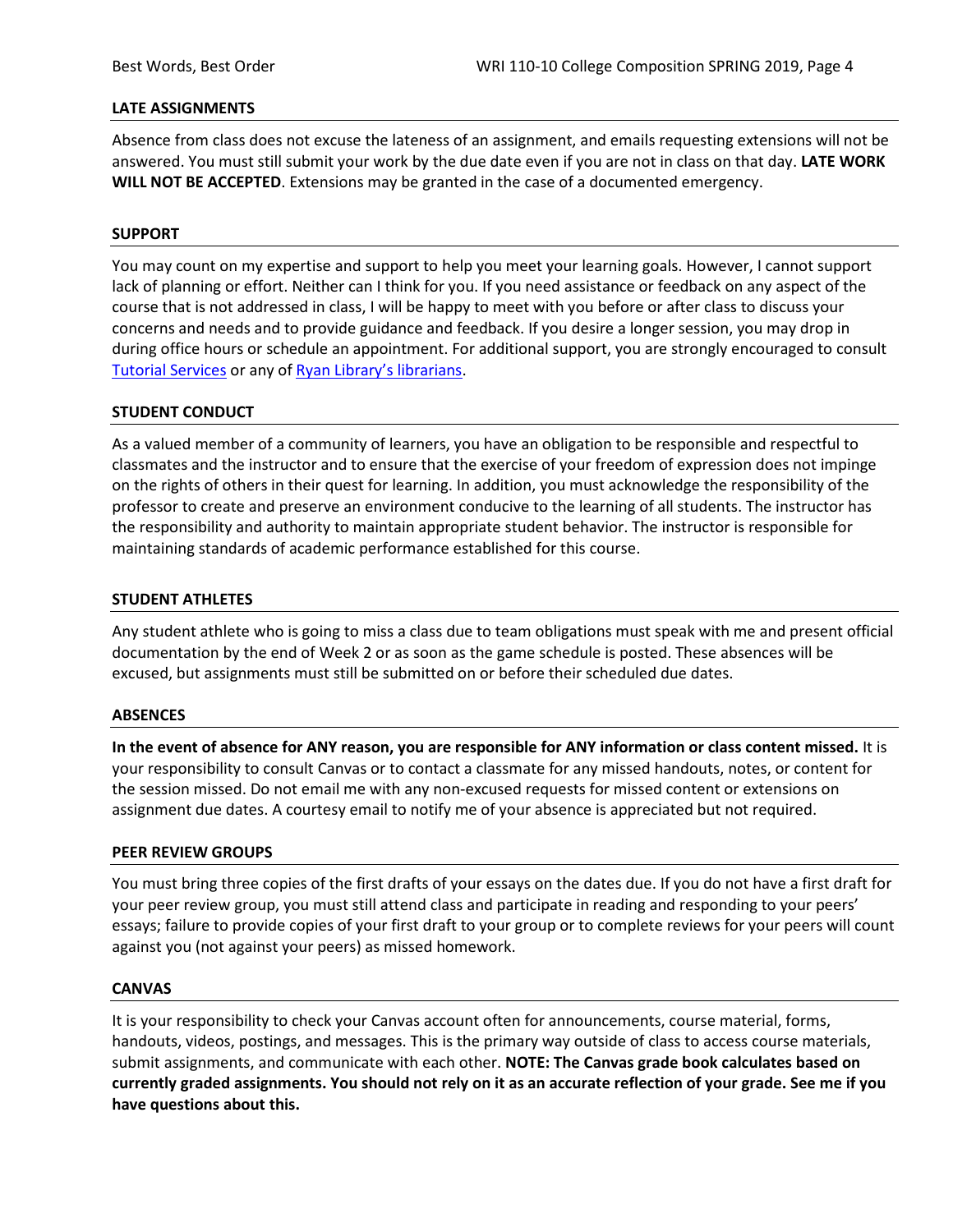## LATE ASSIGNMENTS

Absence from class does not excuse the lateness of an assignment, and emails requesting extensions will not be answered. You must still submit your work by the due date even if you are not in class on that day. **LATE WORK WILL NOT BE ACCEPTED**. Extensions may be granted in the case of a documented emergency.

## SUPPORT

You may count on my expertise and support to help you meet your learning goals. However, I cannot support lack of planning or effort. Neither can I think for you. If you need assistance or feedback on any aspect of the course that is not addressed in class, I will be happy to meet with you before or after class to discuss your concerns and needs and to provide guidance and feedback. If you desire a longer session, you may drop in during office hours or schedule an appointment. For additional support, you are strongly encouraged to consult Tutorial Services or any of Ryan Library's librarians.

## STUDENT CONDUCT

As a valued member of a community of learners, you have an obligation to be responsible and respectful to classmates and the instructor and to ensure that the exercise of your freedom of expression does not impinge on the rights of others in their quest for learning. In addition, you must acknowledge the responsibility of the professor to create and preserve an environment conducive to the learning of all students. The instructor has the responsibility and authority to maintain appropriate student behavior. The instructor is responsible for maintaining standards of academic performance established for this course.

## STUDENT ATHLETES

Any student athlete who is going to miss a class due to team obligations must speak with me and present official documentation by the end of Week 2 or as soon as the game schedule is posted. These absences will be excused, but assignments must still be submitted on or before their scheduled due dates.

## ABSENCES

**In the event of absence for ANY reason, you are responsible for ANY information or class content missed.** It is your responsibility to consult Canvas or to contact a classmate for any missed handouts, notes, or content for the session missed. Do not email me with any non-excused requests for missed content or extensions on assignment due dates. A courtesy email to notify me of your absence is appreciated but not required.

## PEER REVIEW GROUPS

You must bring three copies of the first drafts of your essays on the dates due. If you do not have a first draft for your peer review group, you must still attend class and participate in reading and responding to your peers' essays; failure to provide copies of your first draft to your group or to complete reviews for your peers will count against you (not against your peers) as missed homework.

## CANVAS

It is your responsibility to check your Canvas account often for announcements, course material, forms, handouts, videos, postings, and messages. This is the primary way outside of class to access course materials, submit assignments, and communicate with each other. **NOTE: The Canvas grade book calculates based on currently graded assignments. You should not rely on it as an accurate reflection of your grade. See me if you have questions about this.**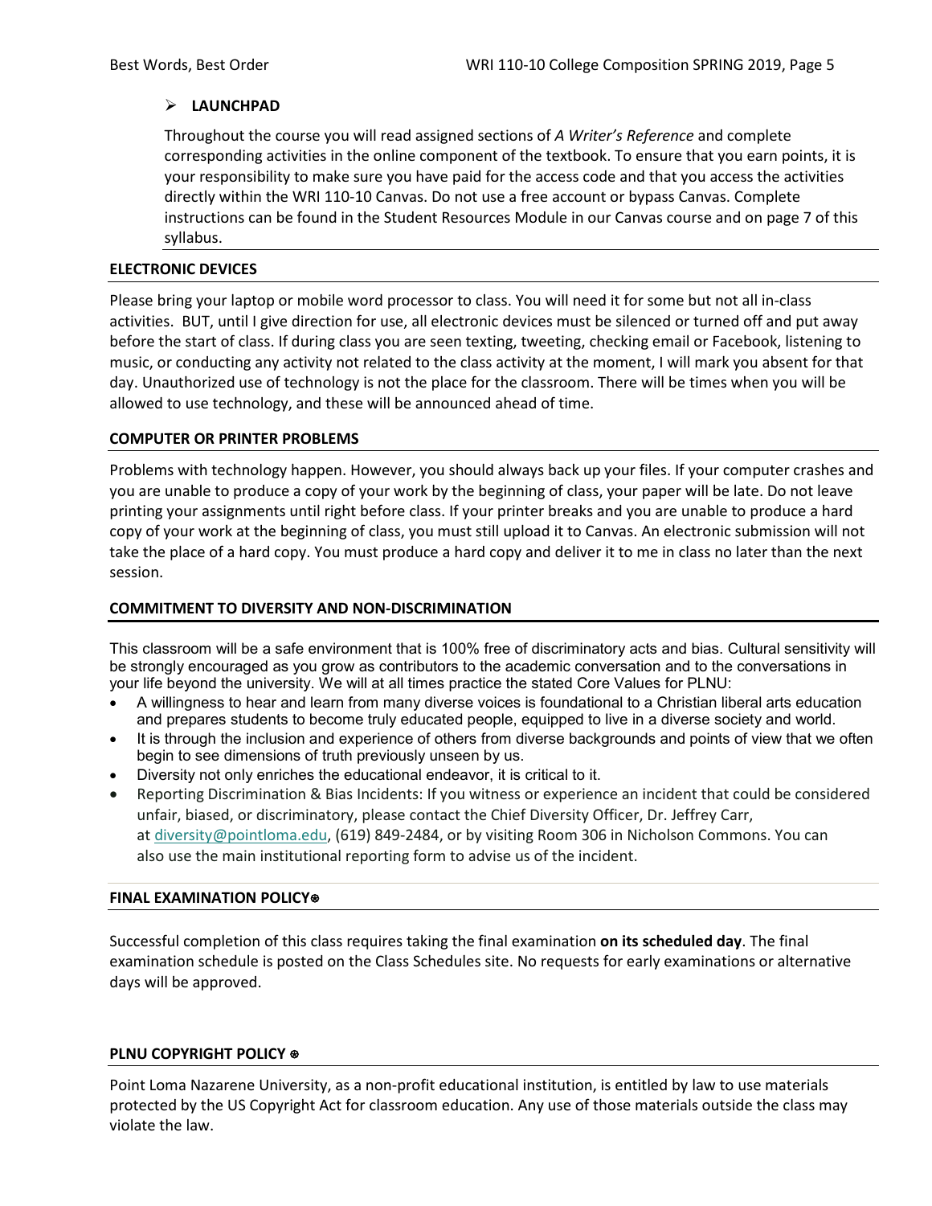- **LAUNCHPAD**

  Throughout the course you will read assigned sections of *A Writer's Reference* and complete corresponding activities in the online component of the textbook. To ensure that you earn points, it is your responsibility to make sure you have paid for the access code and that you access the activities directly within the WRI 110-10 Canvas. Do not use a free account or bypass Canvas. Complete instructions can be found in the Student Resources Module in our Canvas course and on page 7 of this syllabus.

## ELECTRONIC DEVICES

Please bring your laptop or mobile word processor to class. You will need it for some but not all in-class activities. BUT, until I give direction for use, all electronic devices must be silenced or turned off and put away before the start of class. If during class you are seen texting, tweeting, checking email or Facebook, listening to music, or conducting any activity not related to the class activity at the moment, I will mark you absent for that day. Unauthorized use of technology is not the place for the classroom. There will be times when you will be allowed to use technology, and these will be announced ahead of time.

## COMPUTER OR PRINTER PROBLEMS

Problems with technology happen. However, you should always back up your files. If your computer crashes and you are unable to produce a copy of your work by the beginning of class, your paper will be late. Do not leave printing your assignments until right before class. If your printer breaks and you are unable to produce a hard copy of your work at the beginning of class, you must still upload it to Canvas. An electronic submission will not take the place of a hard copy. You must produce a hard copy and deliver it to me in class no later than the next session.

## COMMITMENT TO DIVERSITY AND NON-DISCRIMINATION

This classroom will be a safe environment that is 100% free of discriminatory acts and bias. Cultural sensitivity will be strongly encouraged as you grow as contributors to the academic conversation and to the conversations in your life beyond the university. We will at all times practice the stated Core Values for PLNU:

- A willingness to hear and learn from many diverse voices is foundational to a Christian liberal arts education and prepares students to become truly educated people, equipped to live in a diverse society and world.
- It is through the inclusion and experience of others from diverse backgrounds and points of view that we often begin to see dimensions of truth previously unseen by us.
- Diversity not only enriches the educational endeavor, it is critical to it.
- Reporting Discrimination & Bias Incidents: If you witness or experience an incident that could be considered unfair, biased, or discriminatory, please contact the Chief Diversity Officer, Dr. Jeffrey Carr, at diversity@pointloma.edu, (619) 849-2484, or by visiting Room 306 in Nicholson Commons. You can also use the main institutional reporting form to advise us of the incident.

## FINAL EXAMINATION POLICY⊛

Successful completion of this class requires taking the final examination **on its scheduled day**. The final examination schedule is posted on the Class Schedules site. No requests for early examinations or alternative days will be approved.

## PLNU COPYRIGHT POLICY ⊛

Point Loma Nazarene University, as a non-profit educational institution, is entitled by law to use materials protected by the US Copyright Act for classroom education. Any use of those materials outside the class may violate the law.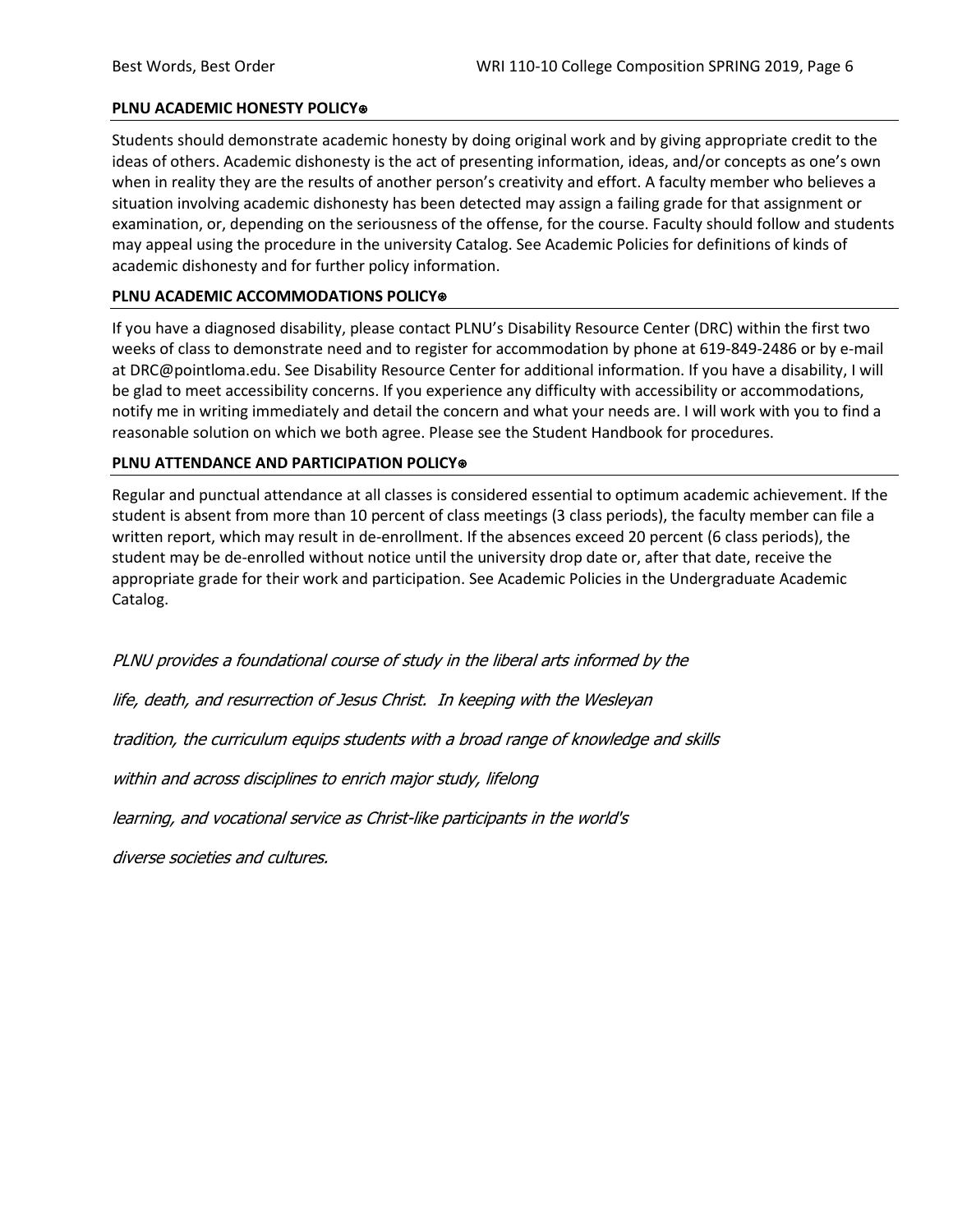### PLNU ACADEMIC HONESTY POLICY⊛

Students should demonstrate academic honesty by doing original work and by giving appropriate credit to the ideas of others. Academic dishonesty is the act of presenting information, ideas, and/or concepts as one's own when in reality they are the results of another person's creativity and effort. A faculty member who believes a situation involving academic dishonesty has been detected may assign a failing grade for that assignment or examination, or, depending on the seriousness of the offense, for the course. Faculty should follow and students may appeal using the procedure in the university Catalog. See Academic Policies for definitions of kinds of academic dishonesty and for further policy information.

### PLNU ACADEMIC ACCOMMODATIONS POLICY⊛

If you have a diagnosed disability, please contact PLNU's Disability Resource Center (DRC) within the first two weeks of class to demonstrate need and to register for accommodation by phone at 619-849-2486 or by e-mail at DRC@pointloma.edu. See Disability Resource Center for additional information. If you have a disability, I will be glad to meet accessibility concerns. If you experience any difficulty with accessibility or accommodations, notify me in writing immediately and detail the concern and what your needs are. I will work with you to find a reasonable solution on which we both agree. Please see the Student Handbook for procedures.

### PLNU ATTENDANCE AND PARTICIPATION POLICY⊛

Regular and punctual attendance at all classes is considered essential to optimum academic achievement. If the student is absent from more than 10 percent of class meetings (3 class periods), the faculty member can file a written report, which may result in de-enrollment. If the absences exceed 20 percent (6 class periods), the student may be de-enrolled without notice until the university drop date or, after that date, receive the appropriate grade for their work and participation. See Academic Policies in the Undergraduate Academic Catalog.

*PLNU provides a foundational course of study in the liberal arts informed by the life, death, and resurrection of Jesus Christ. In keeping with the Wesleyan tradition, the curriculum equips students with a broad range of knowledge and skills within and across disciplines to enrich major study, lifelong learning, and vocational service as Christ-like participants in the world's diverse societies and cultures.*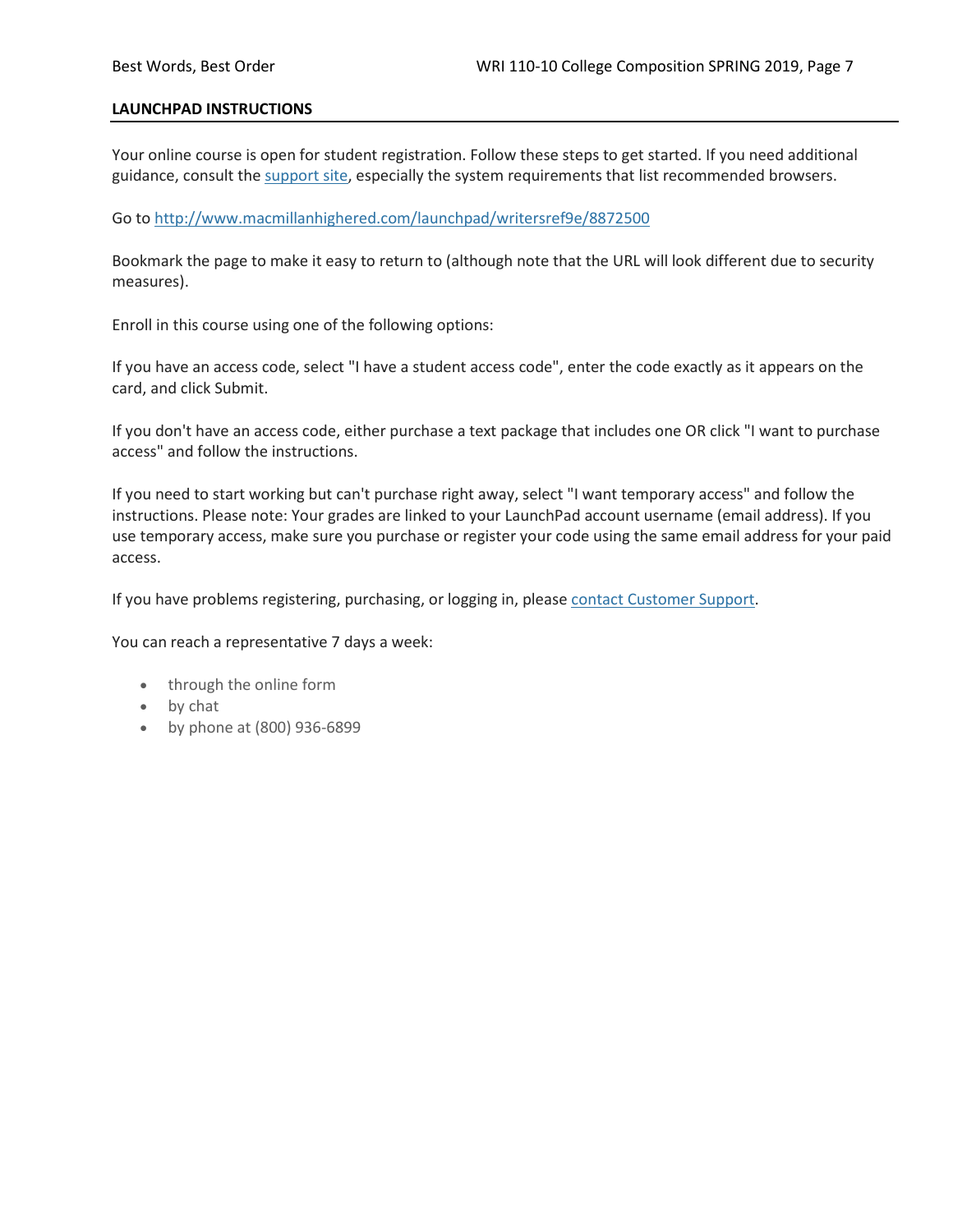**LAUNCHPAD INSTRUCTIONS**

Your online course is open for student registration. Follow these steps to get started. If you need additional guidance, consult the support site, especially the system requirements that list recommended browsers.

Go to http://www.macmillanhighered.com/launchpad/writersref9e/8872500

Bookmark the page to make it easy to return to (although note that the URL will look different due to security measures).

Enroll in this course using one of the following options:

If you have an access code, select "I have a student access code", enter the code exactly as it appears on the card, and click Submit.

If you don't have an access code, either purchase a text package that includes one OR click "I want to purchase access" and follow the instructions.

If you need to start working but can't purchase right away, select "I want temporary access" and follow the instructions. Please note: Your grades are linked to your LaunchPad account username (email address). If you use temporary access, make sure you purchase or register your code using the same email address for your paid access.

If you have problems registering, purchasing, or logging in, please contact Customer Support.

You can reach a representative 7 days a week:

- through the online form
- by chat
- by phone at (800) 936-6899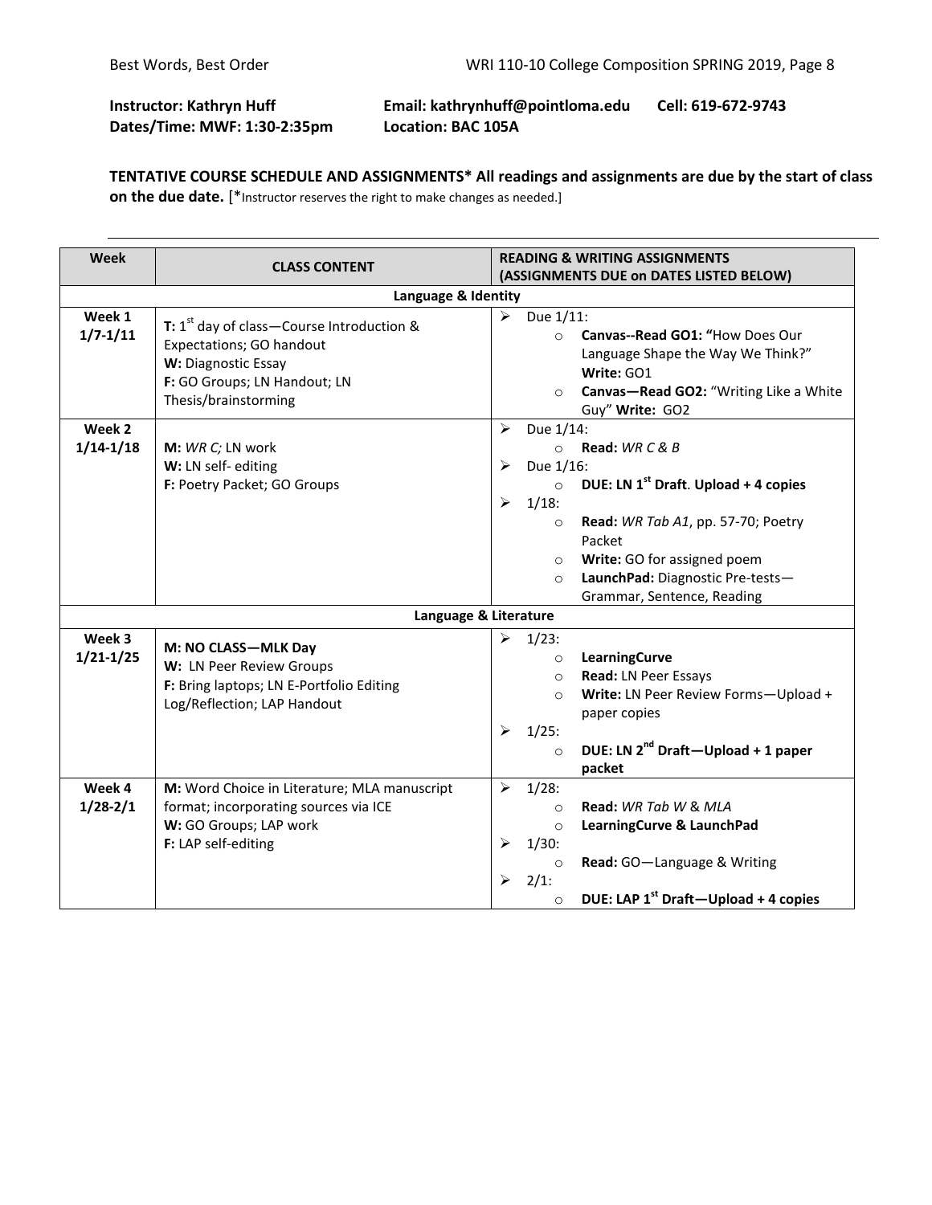**Instructor: Kathryn Huff** **Email: kathrynhuff@pointloma.edu** **Cell: 619-672-9743**
**Dates/Time: MWF: 1:30-2:35pm** **Location: BAC 105A**

**TENTATIVE COURSE SCHEDULE AND ASSIGNMENTS\* All readings and assignments are due by the start of class on the due date.** [\*Instructor reserves the right to make changes as needed.]

| Week | CLASS CONTENT | READING & WRITING ASSIGNMENTS (ASSIGNMENTS DUE on DATES LISTED BELOW) |
|---|---|---|
| | **Language & Identity** | |
| **Week 1 1/7-1/11** | **T:** 1st day of class—Course Introduction & Expectations; GO handout<br>**W:** Diagnostic Essay<br>**F:** GO Groups; LN Handout; LN Thesis/brainstorming | ➢ Due 1/11:<br>○ **Canvas--Read GO1: "**How Does Our Language Shape the Way We Think?" **Write:** GO1<br>○ **Canvas—Read GO2:** "Writing Like a White Guy" **Write:** GO2 |
| **Week 2 1/14-1/18** | **M:** *WR C;* LN work<br>**W:** LN self- editing<br>**F:** Poetry Packet; GO Groups | ➢ Due 1/14:<br>○ **Read:** *WR C & B*<br>➢ Due 1/16:<br>○ **DUE: LN 1st Draft**. **Upload + 4 copies**<br>➢ 1/18:<br>○ **Read:** *WR Tab A1*, pp. 57-70; Poetry Packet<br>○ **Write:** GO for assigned poem<br>○ **LaunchPad:** Diagnostic Pre-tests—Grammar, Sentence, Reading |
| | **Language & Literature** | |
| **Week 3 1/21-1/25** | **M: NO CLASS—MLK Day**<br>**W:** LN Peer Review Groups<br>**F:** Bring laptops; LN E-Portfolio Editing Log/Reflection; LAP Handout | ➢ 1/23:<br>○ **LearningCurve**<br>○ **Read:** LN Peer Essays<br>○ **Write:** LN Peer Review Forms—Upload + paper copies<br>➢ 1/25:<br>○ **DUE: LN 2nd Draft—Upload + 1 paper packet** |
| **Week 4 1/28-2/1** | **M:** Word Choice in Literature; MLA manuscript format; incorporating sources via ICE<br>**W:** GO Groups; LAP work<br>**F:** LAP self-editing | ➢ 1/28:<br>○ **Read:** *WR Tab W* & *MLA*<br>○ **LearningCurve & LaunchPad**<br>➢ 1/30:<br>○ **Read:** GO—Language & Writing<br>➢ 2/1:<br>○ **DUE: LAP 1st Draft—Upload + 4 copies** |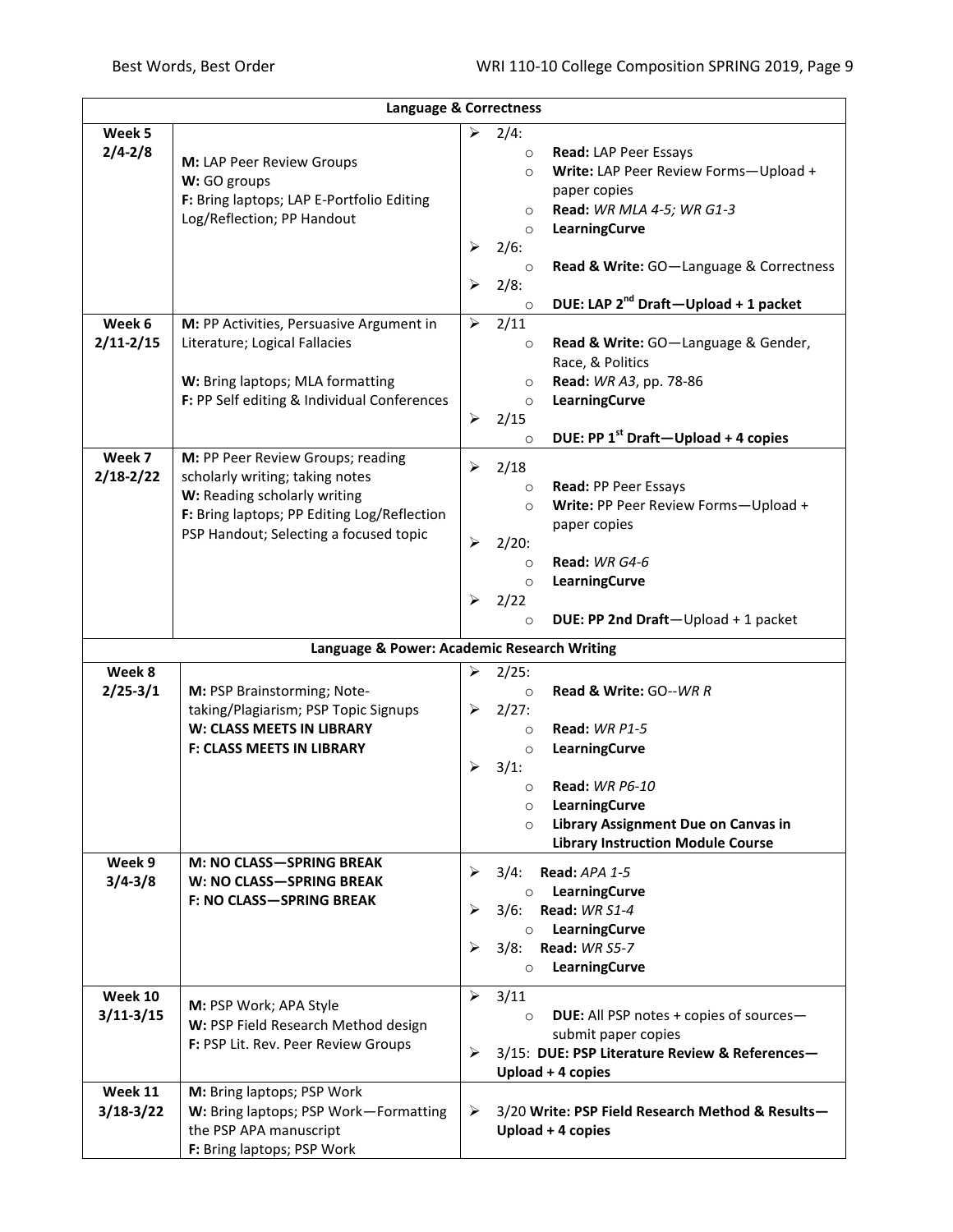| Language & Correctness | | |
|---|---|---|
| **Week 5 2/4-2/8** | **M:** LAP Peer Review Groups<br>**W:** GO groups<br>**F:** Bring laptops; LAP E-Portfolio Editing Log/Reflection; PP Handout | ➢ 2/4:<br>○ **Read:** LAP Peer Essays<br>○ **Write:** LAP Peer Review Forms—Upload + paper copies<br>○ **Read:** *WR MLA 4-5; WR G1-3*<br>○ **LearningCurve**<br>➢ 2/6:<br>○ **Read & Write:** GO—Language & Correctness<br>➢ 2/8:<br>○ **DUE: LAP 2nd Draft—Upload + 1 packet** |
| **Week 6 2/11-2/15** | **M:** PP Activities, Persuasive Argument in Literature; Logical Fallacies<br><br>**W:** Bring laptops; MLA formatting<br>**F:** PP Self editing & Individual Conferences | ➢ 2/11<br>○ **Read & Write:** GO—Language & Gender, Race, & Politics<br>○ **Read:** *WR A3*, pp. 78-86<br>○ **LearningCurve**<br>➢ 2/15<br>○ **DUE: PP 1st Draft—Upload + 4 copies** |
| **Week 7 2/18-2/22** | **M:** PP Peer Review Groups; reading scholarly writing; taking notes<br>**W:** Reading scholarly writing<br>**F:** Bring laptops; PP Editing Log/Reflection PSP Handout; Selecting a focused topic | ➢ 2/18<br>○ **Read:** PP Peer Essays<br>○ **Write:** PP Peer Review Forms—Upload + paper copies<br>➢ 2/20:<br>○ **Read:** *WR G4-6*<br>○ **LearningCurve**<br>➢ 2/22<br>○ **DUE: PP 2nd Draft**—Upload + 1 packet |
| **Language & Power: Academic Research Writing** | | |
| **Week 8 2/25-3/1** | **M:** PSP Brainstorming; Note-taking/Plagiarism; PSP Topic Signups<br>**W: CLASS MEETS IN LIBRARY**<br>**F: CLASS MEETS IN LIBRARY** | ➢ 2/25:<br>○ **Read & Write:** GO--*WR R*<br>➢ 2/27:<br>○ **Read:** *WR P1-5*<br>○ **LearningCurve**<br>➢ 3/1:<br>○ **Read:** *WR P6-10*<br>○ **LearningCurve**<br>○ **Library Assignment Due on Canvas in Library Instruction Module Course** |
| **Week 9 3/4-3/8** | **M: NO CLASS—SPRING BREAK**<br>**W: NO CLASS—SPRING BREAK**<br>**F: NO CLASS—SPRING BREAK** | ➢ 3/4: **Read:** *APA 1-5*<br>○ **LearningCurve**<br>➢ 3/6: **Read:** *WR S1-4*<br>○ **LearningCurve**<br>➢ 3/8: **Read:** *WR S5-7*<br>○ **LearningCurve** |
| **Week 10 3/11-3/15** | **M:** PSP Work; APA Style<br>**W:** PSP Field Research Method design<br>**F:** PSP Lit. Rev. Peer Review Groups | ➢ 3/11<br>○ **DUE:** All PSP notes + copies of sources—submit paper copies<br>➢ 3/15: **DUE: PSP Literature Review & References—Upload + 4 copies** |
| **Week 11 3/18-3/22** | **M:** Bring laptops; PSP Work<br>**W:** Bring laptops; PSP Work—Formatting the PSP APA manuscript<br>**F:** Bring laptops; PSP Work | ➢ 3/20 **Write: PSP Field Research Method & Results—Upload + 4 copies** |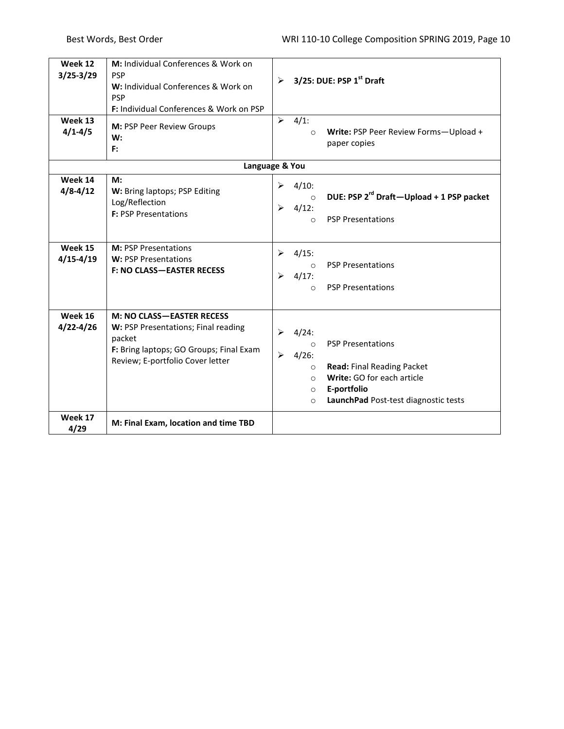| | | |
|---|---|---|
| **Week 12 3/25-3/29** | **M:** Individual Conferences & Work on PSP<br>**W:** Individual Conferences & Work on PSP<br>**F:** Individual Conferences & Work on PSP | ➢ **3/25: DUE: PSP 1st Draft** |
| **Week 13 4/1-4/5** | **M:** PSP Peer Review Groups<br>**W:**<br>**F:** | ➢ 4/1:<br>○ **Write:** PSP Peer Review Forms—Upload + paper copies |
| | **Language & You** | |
| **Week 14 4/8-4/12** | **M:**<br>**W:** Bring laptops; PSP Editing Log/Reflection<br>**F:** PSP Presentations | ➢ 4/10:<br>○ **DUE: PSP 2rd Draft—Upload + 1 PSP packet**<br>➢ 4/12:<br>○ PSP Presentations |
| **Week 15 4/15-4/19** | **M:** PSP Presentations<br>**W:** PSP Presentations<br>**F: NO CLASS—EASTER RECESS** | ➢ 4/15:<br>○ PSP Presentations<br>➢ 4/17:<br>○ PSP Presentations |
| **Week 16 4/22-4/26** | **M: NO CLASS—EASTER RECESS**<br>**W:** PSP Presentations; Final reading packet<br>**F:** Bring laptops; GO Groups; Final Exam Review; E-portfolio Cover letter | ➢ 4/24:<br>○ PSP Presentations<br>➢ 4/26:<br>○ **Read:** Final Reading Packet<br>○ **Write:** GO for each article<br>○ **E-portfolio**<br>○ **LaunchPad** Post-test diagnostic tests |
| **Week 17 4/29** | **M: Final Exam, location and time TBD** | |